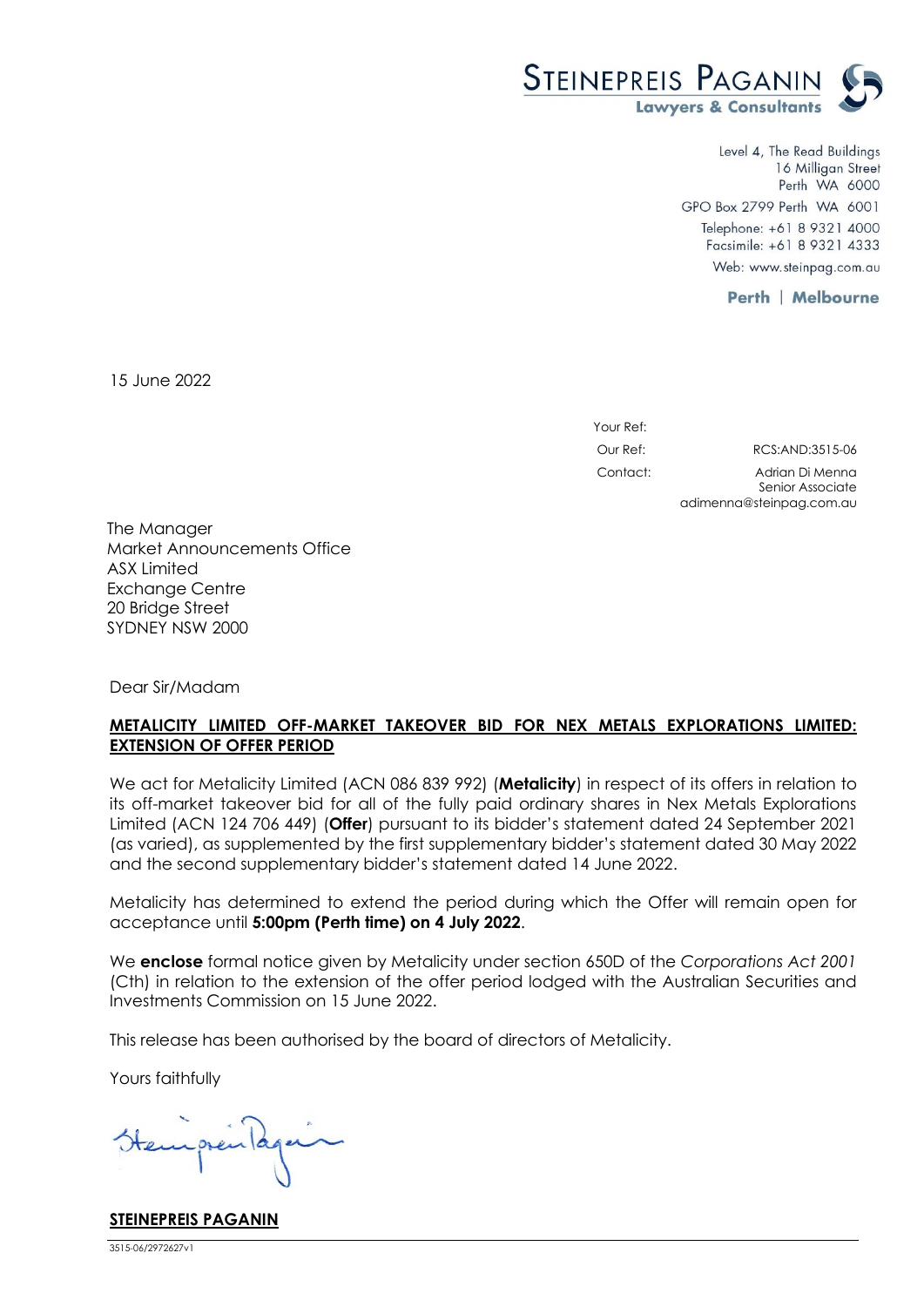**STEINEPREIS PAGANIN**
**Lawyers & Consultants**

Level 4, The Read Buildings
16 Milligan Street
Perth WA 6000
GPO Box 2799 Perth WA 6001
Telephone: +61 8 9321 4000
Facsimile: +61 8 9321 4333
Web: www.steinpag.com.au

**Perth | Melbourne**

15 June 2022

Your Ref:
Our Ref: RCS:AND:3515-06
Contact: Adrian Di Menna
Senior Associate
adimenna@steinpag.com.au

The Manager
Market Announcements Office
ASX Limited
Exchange Centre
20 Bridge Street
SYDNEY NSW 2000

Dear Sir/Madam

**METALICITY LIMITED OFF-MARKET TAKEOVER BID FOR NEX METALS EXPLORATIONS LIMITED: EXTENSION OF OFFER PERIOD**

We act for Metalicity Limited (ACN 086 839 992) (**Metalicity**) in respect of its offers in relation to its off-market takeover bid for all of the fully paid ordinary shares in Nex Metals Explorations Limited (ACN 124 706 449) (**Offer**) pursuant to its bidder's statement dated 24 September 2021 (as varied), as supplemented by the first supplementary bidder's statement dated 30 May 2022 and the second supplementary bidder's statement dated 14 June 2022.

Metalicity has determined to extend the period during which the Offer will remain open for acceptance until **5:00pm (Perth time) on 4 July 2022**.

We **enclose** formal notice given by Metalicity under section 650D of the *Corporations Act 2001* (Cth) in relation to the extension of the offer period lodged with the Australian Securities and Investments Commission on 15 June 2022.

This release has been authorised by the board of directors of Metalicity.

Yours faithfully

Steinepreis Paganin

**STEINEPREIS PAGANIN**

3515-06/2972627v1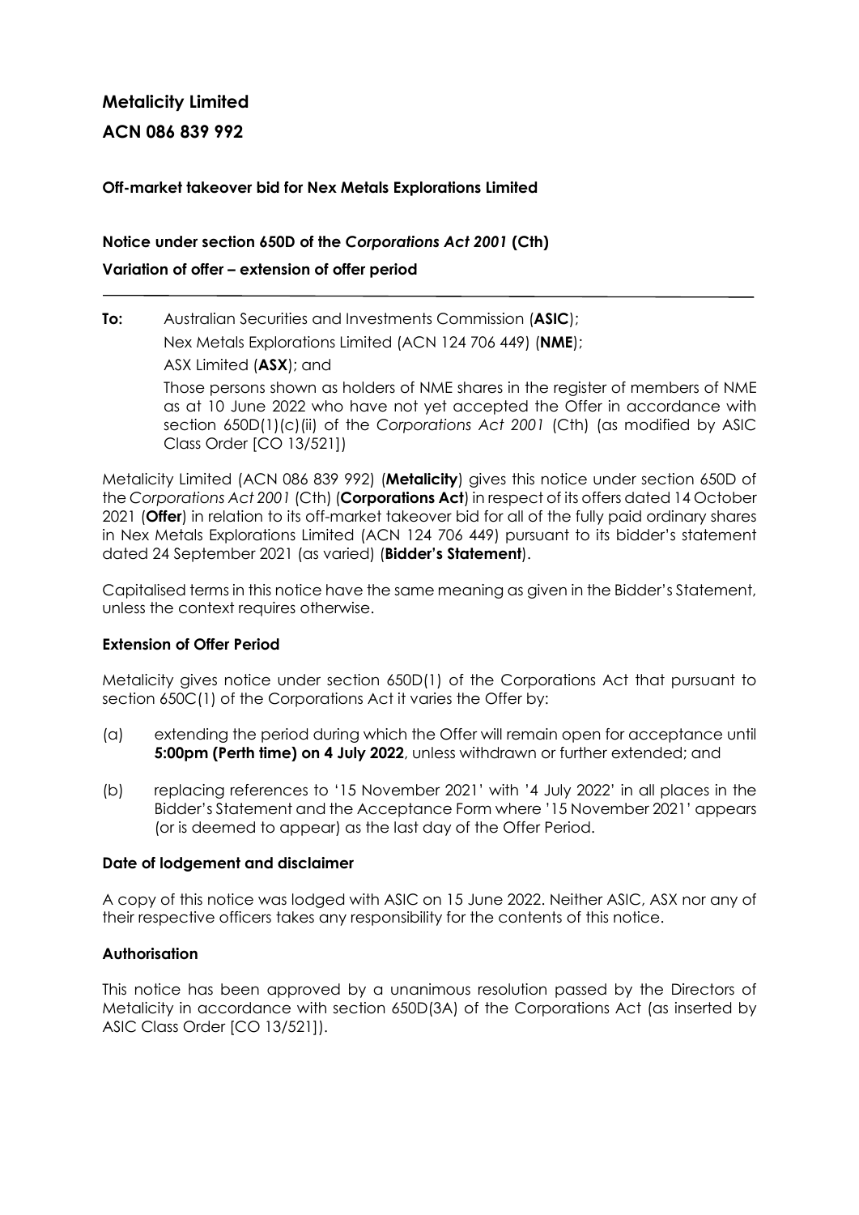# Metalicity Limited

## ACN 086 839 992

**Off-market takeover bid for Nex Metals Explorations Limited**

**Notice under section 650D of the *Corporations Act 2001* (Cth)**

**Variation of offer – extension of offer period**

---

**To:** Australian Securities and Investments Commission (**ASIC**);

Nex Metals Explorations Limited (ACN 124 706 449) (**NME**);

ASX Limited (**ASX**); and

Those persons shown as holders of NME shares in the register of members of NME as at 10 June 2022 who have not yet accepted the Offer in accordance with section 650D(1)(c)(ii) of the *Corporations Act 2001* (Cth) (as modified by ASIC Class Order [CO 13/521])

Metalicity Limited (ACN 086 839 992) (**Metalicity**) gives this notice under section 650D of the *Corporations Act 2001* (Cth) (**Corporations Act**) in respect of its offers dated 14 October 2021 (**Offer**) in relation to its off-market takeover bid for all of the fully paid ordinary shares in Nex Metals Explorations Limited (ACN 124 706 449) pursuant to its bidder's statement dated 24 September 2021 (as varied) (**Bidder's Statement**).

Capitalised terms in this notice have the same meaning as given in the Bidder's Statement, unless the context requires otherwise.

**Extension of Offer Period**

Metalicity gives notice under section 650D(1) of the Corporations Act that pursuant to section 650C(1) of the Corporations Act it varies the Offer by:

(a) extending the period during which the Offer will remain open for acceptance until **5:00pm (Perth time) on 4 July 2022**, unless withdrawn or further extended; and

(b) replacing references to '15 November 2021' with '4 July 2022' in all places in the Bidder's Statement and the Acceptance Form where '15 November 2021' appears (or is deemed to appear) as the last day of the Offer Period.

**Date of lodgement and disclaimer**

A copy of this notice was lodged with ASIC on 15 June 2022. Neither ASIC, ASX nor any of their respective officers takes any responsibility for the contents of this notice.

**Authorisation**

This notice has been approved by a unanimous resolution passed by the Directors of Metalicity in accordance with section 650D(3A) of the Corporations Act (as inserted by ASIC Class Order [CO 13/521]).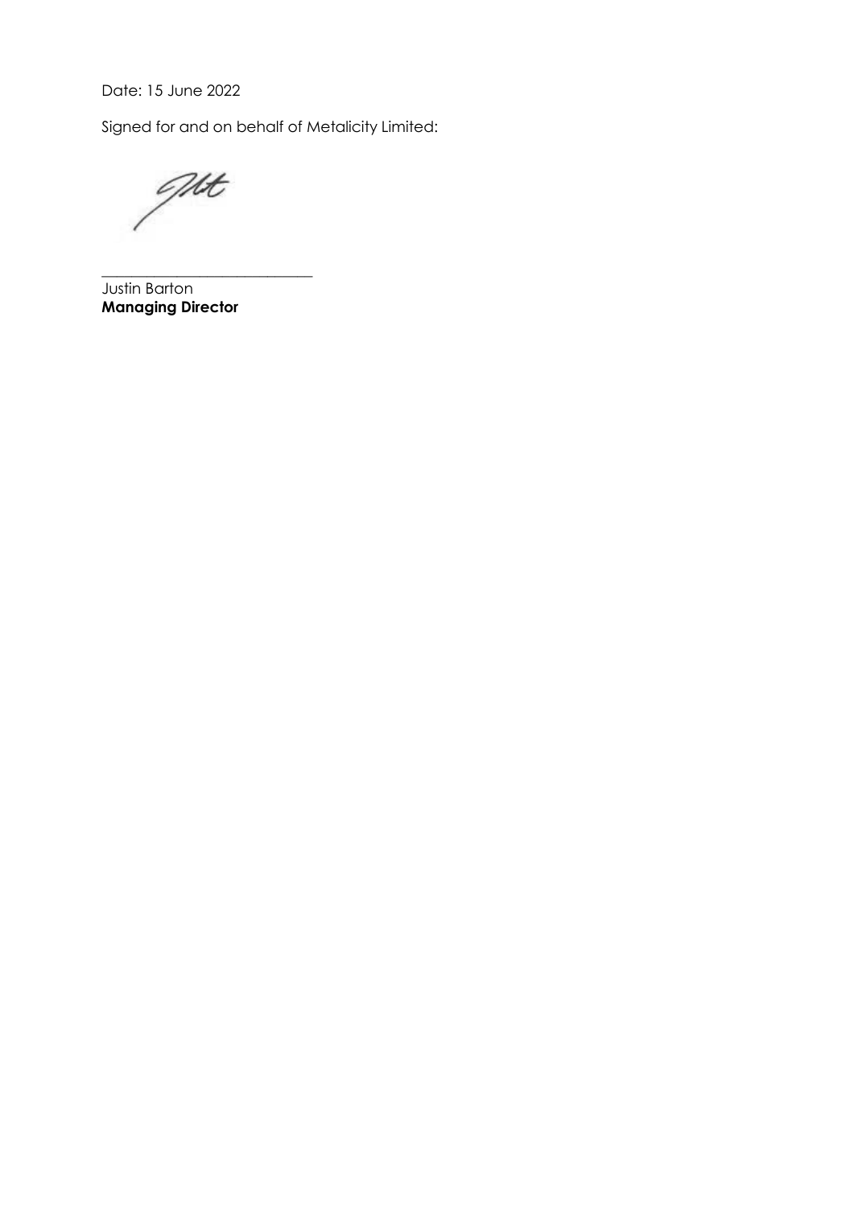Date: 15 June 2022

Signed for and on behalf of Metalicity Limited:

\_\_\_\_\_\_\_\_\_\_\_\_\_\_\_\_\_\_\_\_\_\_\_\_\_\_\_\_

Justin Barton
**Managing Director**